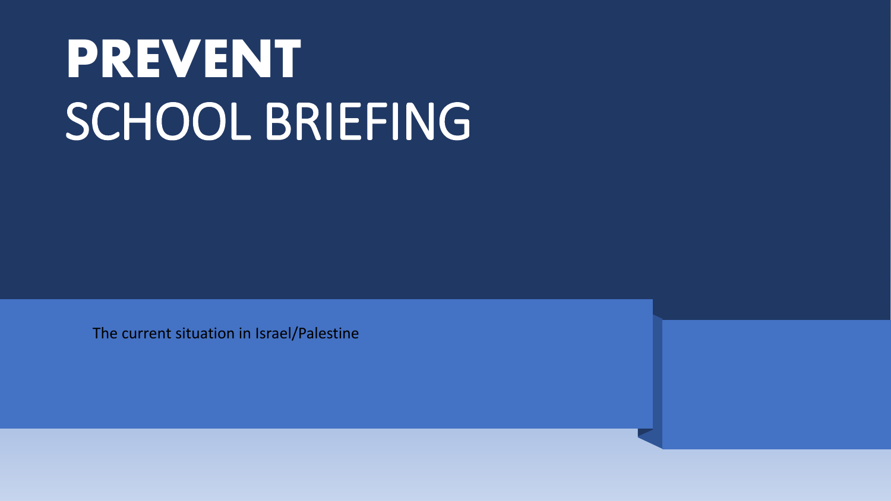# **PREVENT**
# SCHOOL BRIEFING

The current situation in Israel/Palestine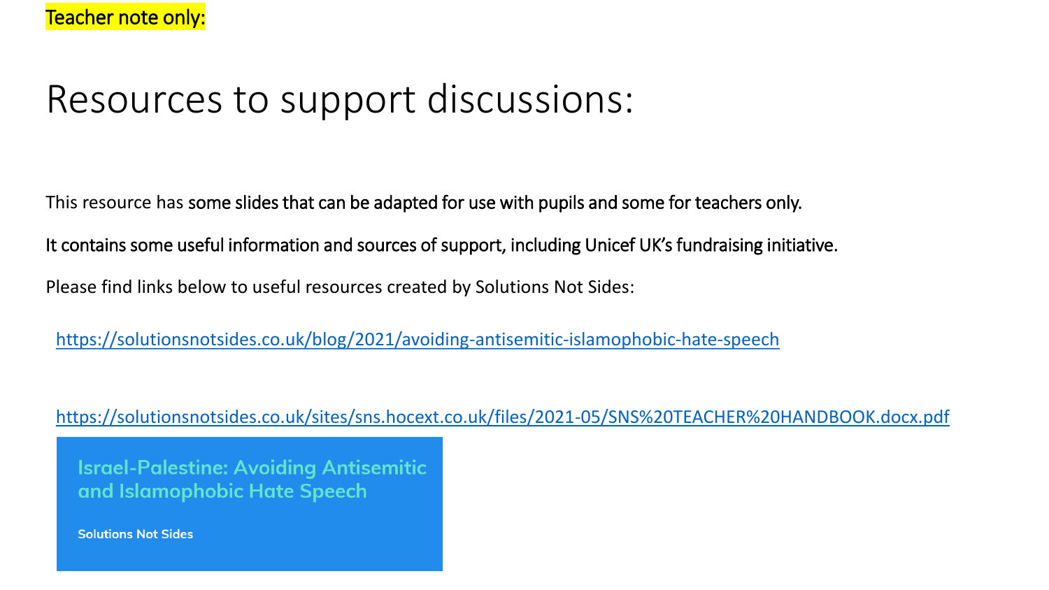Teacher note only:

# Resources to support discussions:

This resource has some slides that can be adapted for use with pupils and some for teachers only.

It contains some useful information and sources of support, including Unicef UK's fundraising initiative.

Please find links below to useful resources created by Solutions Not Sides:

https://solutionsnotsides.co.uk/blog/2021/avoiding-antisemitic-islamophobic-hate-speech

https://solutionsnotsides.co.uk/sites/sns.hocext.co.uk/files/2021-05/SNS%20TEACHER%20HANDBOOK.docx.pdf

**Israel-Palestine: Avoiding Antisemitic and Islamophobic Hate Speech**

Solutions Not Sides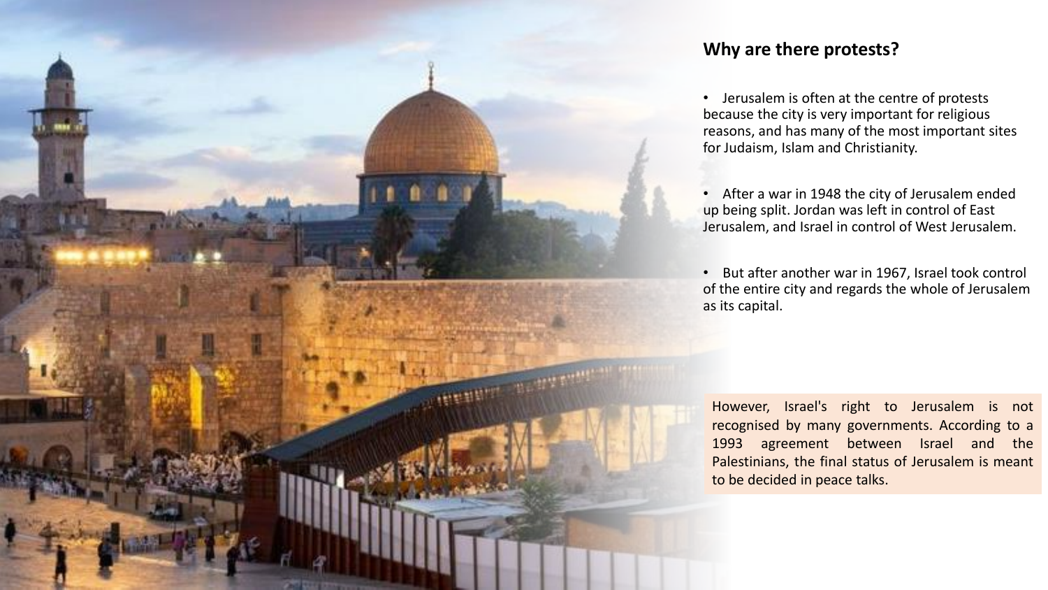## Why are there protests?

- Jerusalem is often at the centre of protests because the city is very important for religious reasons, and has many of the most important sites for Judaism, Islam and Christianity.
- After a war in 1948 the city of Jerusalem ended up being split. Jordan was left in control of East Jerusalem, and Israel in control of West Jerusalem.
- But after another war in 1967, Israel took control of the entire city and regards the whole of Jerusalem as its capital.

However, Israel's right to Jerusalem is not recognised by many governments. According to a 1993 agreement between Israel and the Palestinians, the final status of Jerusalem is meant to be decided in peace talks.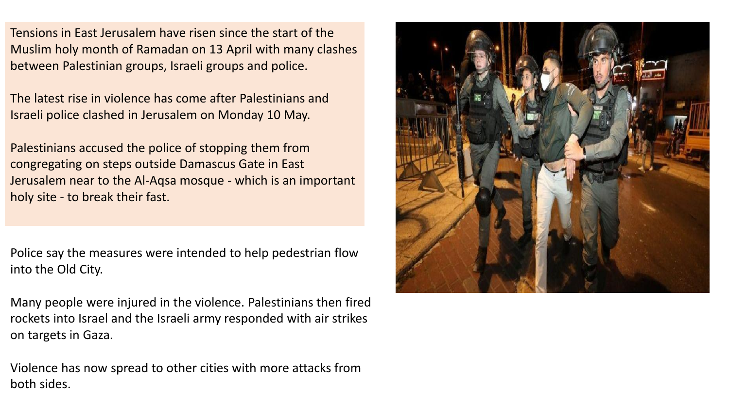Tensions in East Jerusalem have risen since the start of the Muslim holy month of Ramadan on 13 April with many clashes between Palestinian groups, Israeli groups and police.

The latest rise in violence has come after Palestinians and Israeli police clashed in Jerusalem on Monday 10 May.

Palestinians accused the police of stopping them from congregating on steps outside Damascus Gate in East Jerusalem near to the Al-Aqsa mosque - which is an important holy site - to break their fast.

Police say the measures were intended to help pedestrian flow into the Old City.

Many people were injured in the violence. Palestinians then fired rockets into Israel and the Israeli army responded with air strikes on targets in Gaza.

Violence has now spread to other cities with more attacks from both sides.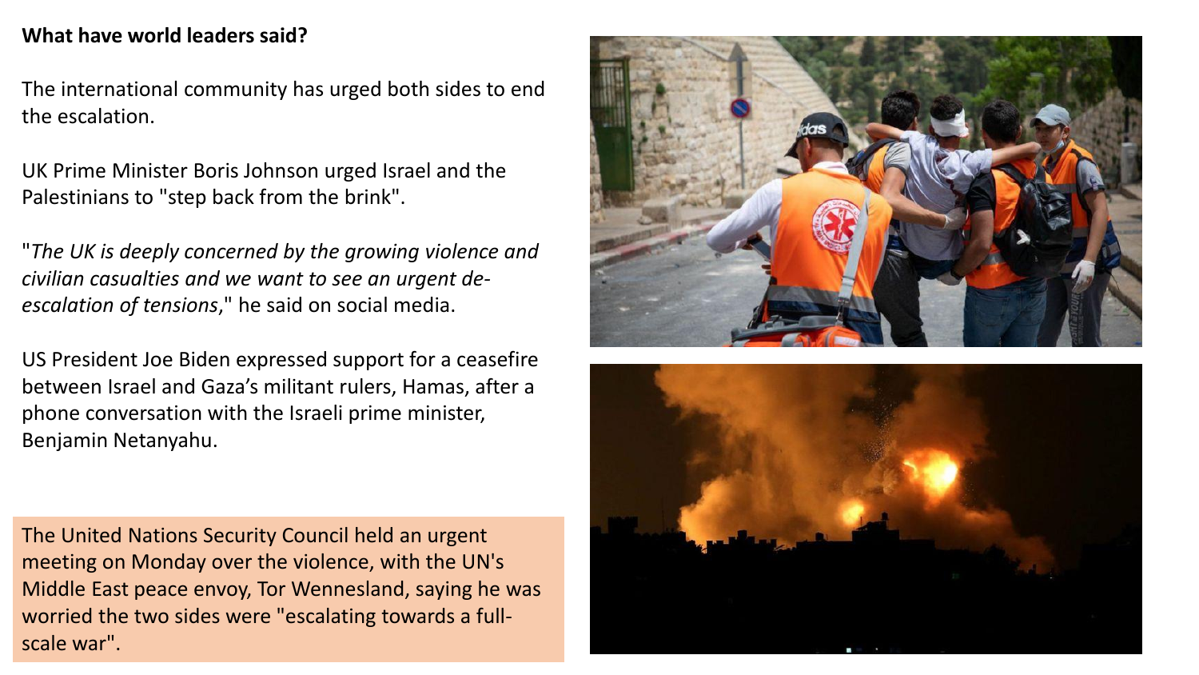**What have world leaders said?**

The international community has urged both sides to end the escalation.

UK Prime Minister Boris Johnson urged Israel and the Palestinians to "step back from the brink".

"*The UK is deeply concerned by the growing violence and civilian casualties and we want to see an urgent de-escalation of tensions*," he said on social media.

US President Joe Biden expressed support for a ceasefire between Israel and Gaza's militant rulers, Hamas, after a phone conversation with the Israeli prime minister, Benjamin Netanyahu.

The United Nations Security Council held an urgent meeting on Monday over the violence, with the UN's Middle East peace envoy, Tor Wennesland, saying he was worried the two sides were "escalating towards a full-scale war".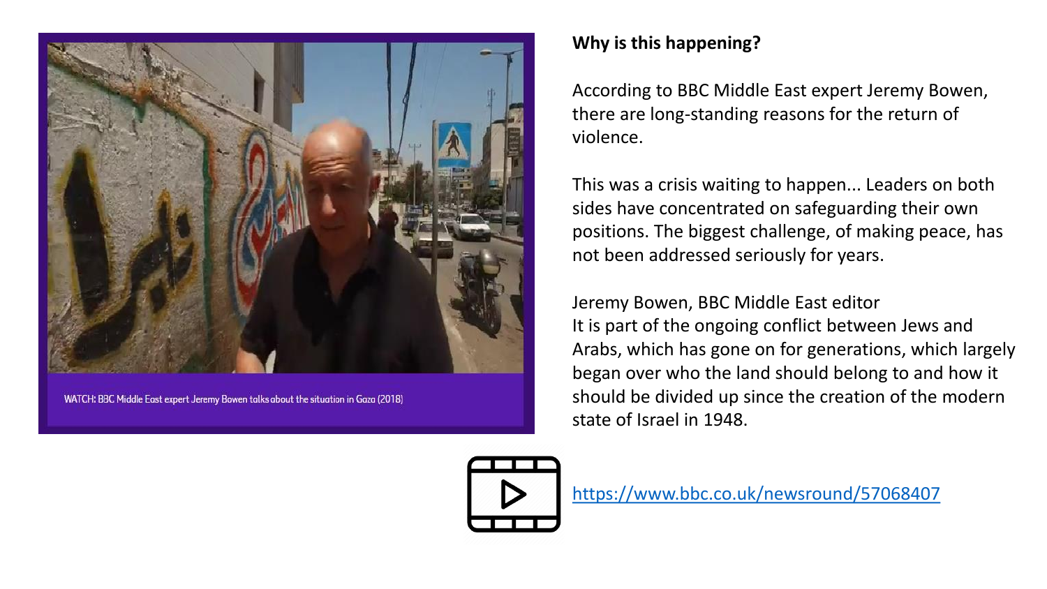WATCH: BBC Middle East expert Jeremy Bowen talks about the situation in Gaza (2018)

**Why is this happening?**

According to BBC Middle East expert Jeremy Bowen, there are long-standing reasons for the return of violence.

This was a crisis waiting to happen... Leaders on both sides have concentrated on safeguarding their own positions. The biggest challenge, of making peace, has not been addressed seriously for years.

Jeremy Bowen, BBC Middle East editor

It is part of the ongoing conflict between Jews and Arabs, which has gone on for generations, which largely began over who the land should belong to and how it should be divided up since the creation of the modern state of Israel in 1948.

https://www.bbc.co.uk/newsround/57068407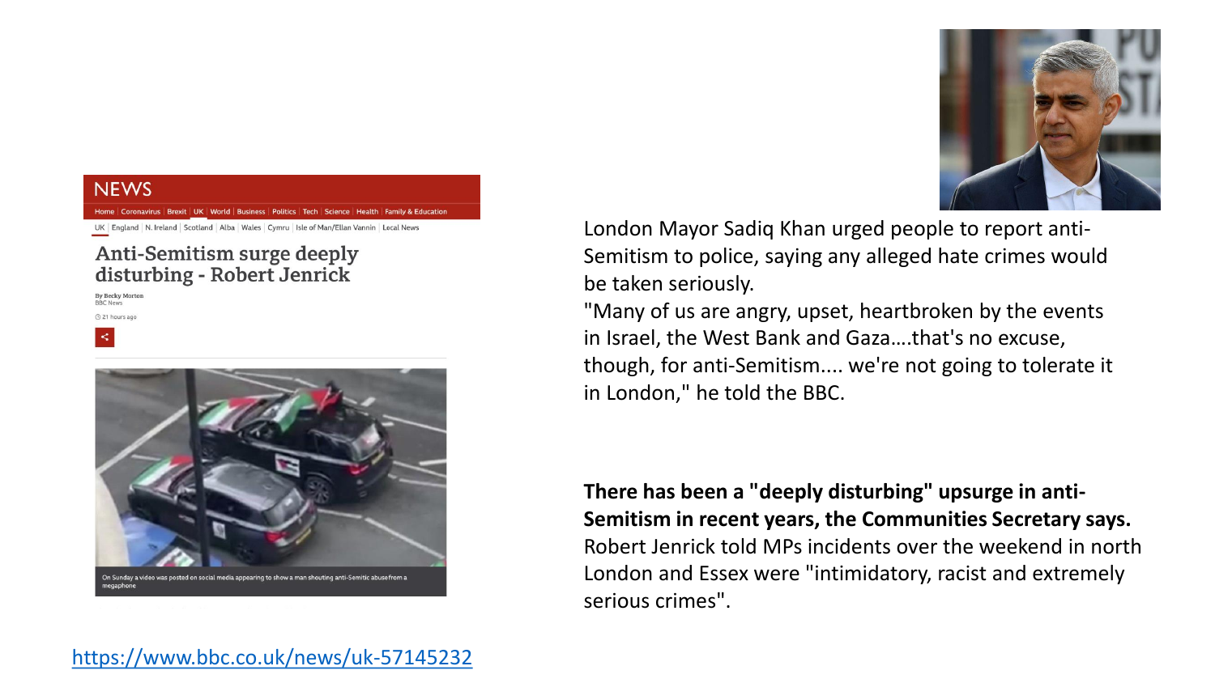NEWS

Home | Coronavirus | Brexit | UK | World | Business | Politics | Tech | Science | Health | Family & Education

UK | England | N. Ireland | Scotland | Alba | Wales | Cymru | Isle of Man/Ellan Vannin | Local News

## Anti-Semitism surge deeply disturbing - Robert Jenrick

By Becky Morton
BBC News

21 hours ago

On Sunday a video was posted on social media appearing to show a man shouting anti-Semitic abuse from a megaphone

https://www.bbc.co.uk/news/uk-57145232

London Mayor Sadiq Khan urged people to report anti-Semitism to police, saying any alleged hate crimes would be taken seriously.

"Many of us are angry, upset, heartbroken by the events in Israel, the West Bank and Gaza….that's no excuse, though, for anti-Semitism.... we're not going to tolerate it in London," he told the BBC.

**There has been a "deeply disturbing" upsurge in anti-Semitism in recent years, the Communities Secretary says.** Robert Jenrick told MPs incidents over the weekend in north London and Essex were "intimidatory, racist and extremely serious crimes".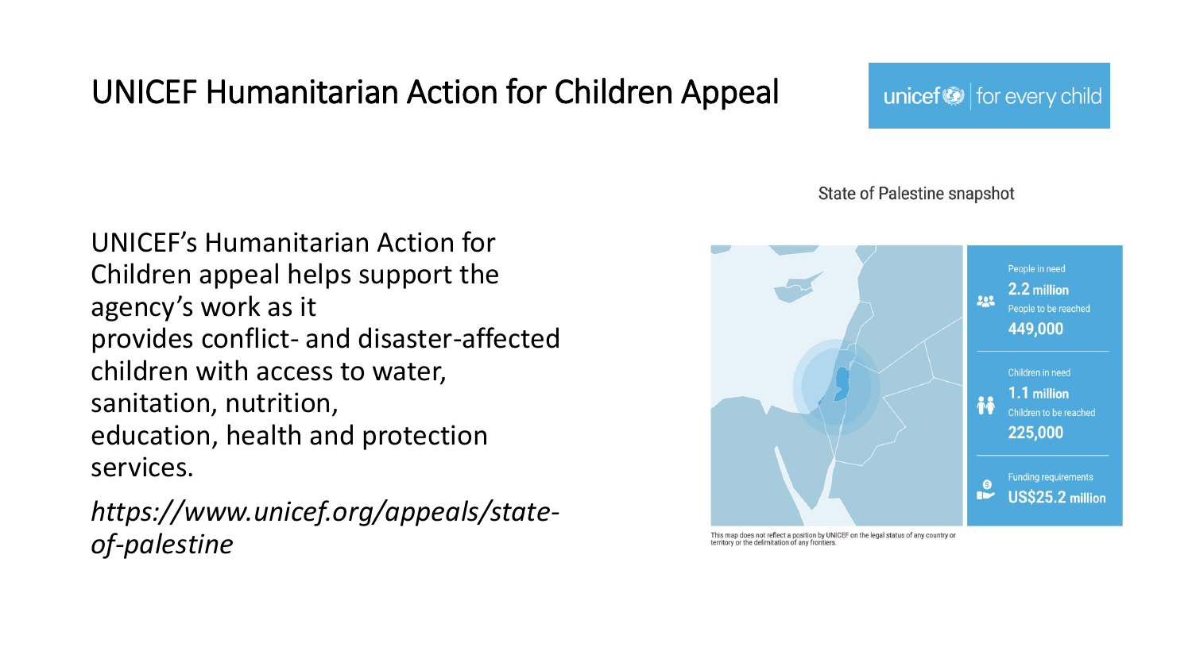# UNICEF Humanitarian Action for Children Appeal

unicef | for every child

UNICEF's Humanitarian Action for Children appeal helps support the agency's work as it provides conflict- and disaster-affected children with access to water, sanitation, nutrition, education, health and protection services.

*https://www.unicef.org/appeals/state-of-palestine*

State of Palestine snapshot

People in need
2.2 million
People to be reached
449,000

Children in need
1.1 million
Children to be reached
225,000

Funding requirements
US$25.2 million

This map does not reflect a position by UNICEF on the legal status of any country or territory or the delimitation of any frontiers.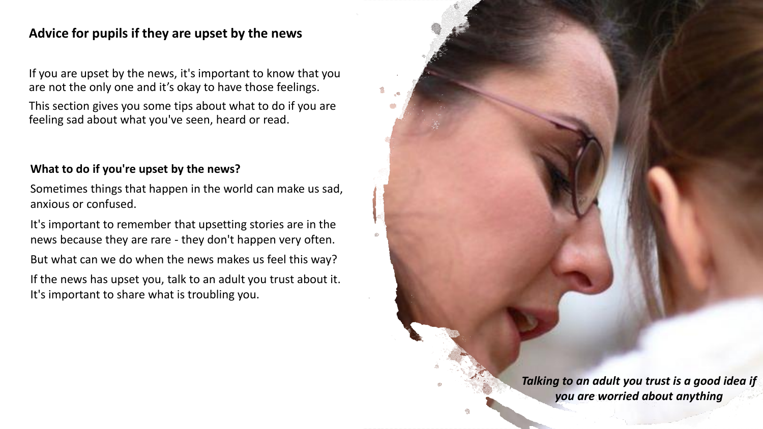## Advice for pupils if they are upset by the news

If you are upset by the news, it's important to know that you are not the only one and it's okay to have those feelings.

This section gives you some tips about what to do if you are feeling sad about what you've seen, heard or read.

### What to do if you're upset by the news?

Sometimes things that happen in the world can make us sad, anxious or confused.

It's important to remember that upsetting stories are in the news because they are rare - they don't happen very often.

But what can we do when the news makes us feel this way?

If the news has upset you, talk to an adult you trust about it. It's important to share what is troubling you.

***Talking to an adult you trust is a good idea if you are worried about anything***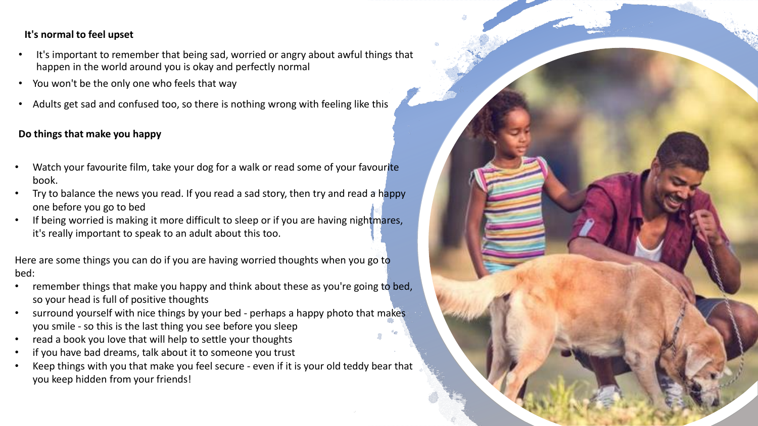**It's normal to feel upset**

- It's important to remember that being sad, worried or angry about awful things that happen in the world around you is okay and perfectly normal
- You won't be the only one who feels that way
- Adults get sad and confused too, so there is nothing wrong with feeling like this

**Do things that make you happy**

- Watch your favourite film, take your dog for a walk or read some of your favourite book.
- Try to balance the news you read. If you read a sad story, then try and read a happy one before you go to bed
- If being worried is making it more difficult to sleep or if you are having nightmares, it's really important to speak to an adult about this too.

Here are some things you can do if you are having worried thoughts when you go to bed:

- remember things that make you happy and think about these as you're going to bed, so your head is full of positive thoughts
- surround yourself with nice things by your bed - perhaps a happy photo that makes you smile - so this is the last thing you see before you sleep
- read a book you love that will help to settle your thoughts
- if you have bad dreams, talk about it to someone you trust
- Keep things with you that make you feel secure - even if it is your old teddy bear that you keep hidden from your friends!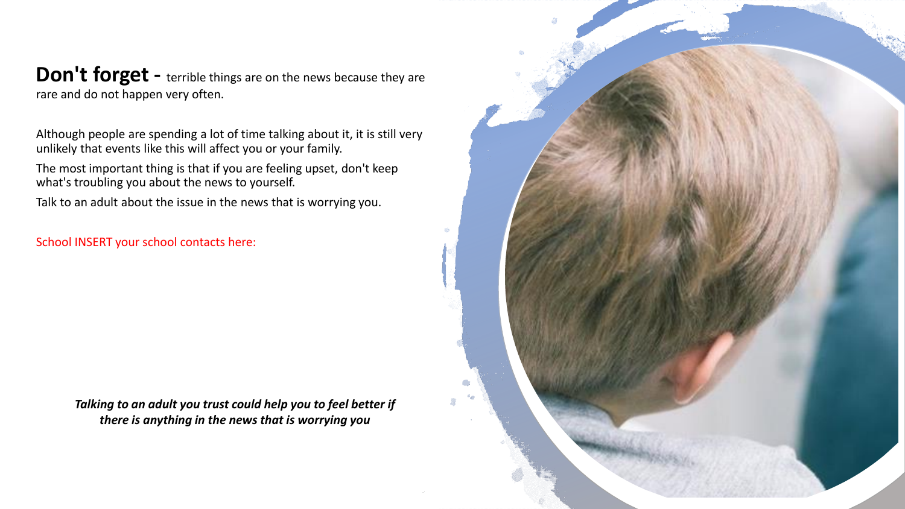**Don't forget -** terrible things are on the news because they are rare and do not happen very often.

Although people are spending a lot of time talking about it, it is still very unlikely that events like this will affect you or your family.

The most important thing is that if you are feeling upset, don't keep what's troubling you about the news to yourself.

Talk to an adult about the issue in the news that is worrying you.

School INSERT your school contacts here:

***Talking to an adult you trust could help you to feel better if there is anything in the news that is worrying you***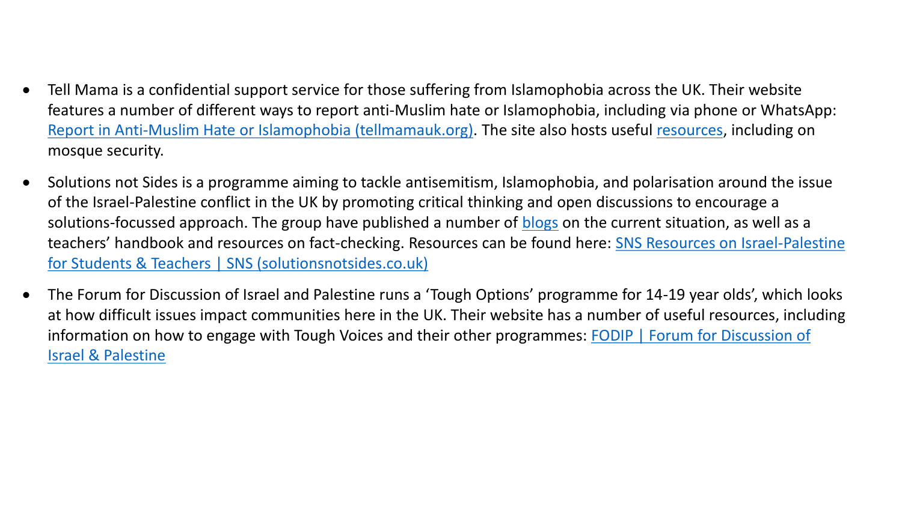- Tell Mama is a confidential support service for those suffering from Islamophobia across the UK. Their website features a number of different ways to report anti-Muslim hate or Islamophobia, including via phone or WhatsApp: Report in Anti-Muslim Hate or Islamophobia (tellmamauk.org). The site also hosts useful resources, including on mosque security.
- Solutions not Sides is a programme aiming to tackle antisemitism, Islamophobia, and polarisation around the issue of the Israel-Palestine conflict in the UK by promoting critical thinking and open discussions to encourage a solutions-focussed approach. The group have published a number of blogs on the current situation, as well as a teachers' handbook and resources on fact-checking. Resources can be found here: SNS Resources on Israel-Palestine for Students & Teachers | SNS (solutionsnotsides.co.uk)
- The Forum for Discussion of Israel and Palestine runs a 'Tough Options' programme for 14-19 year olds', which looks at how difficult issues impact communities here in the UK. Their website has a number of useful resources, including information on how to engage with Tough Voices and their other programmes: FODIP | Forum for Discussion of Israel & Palestine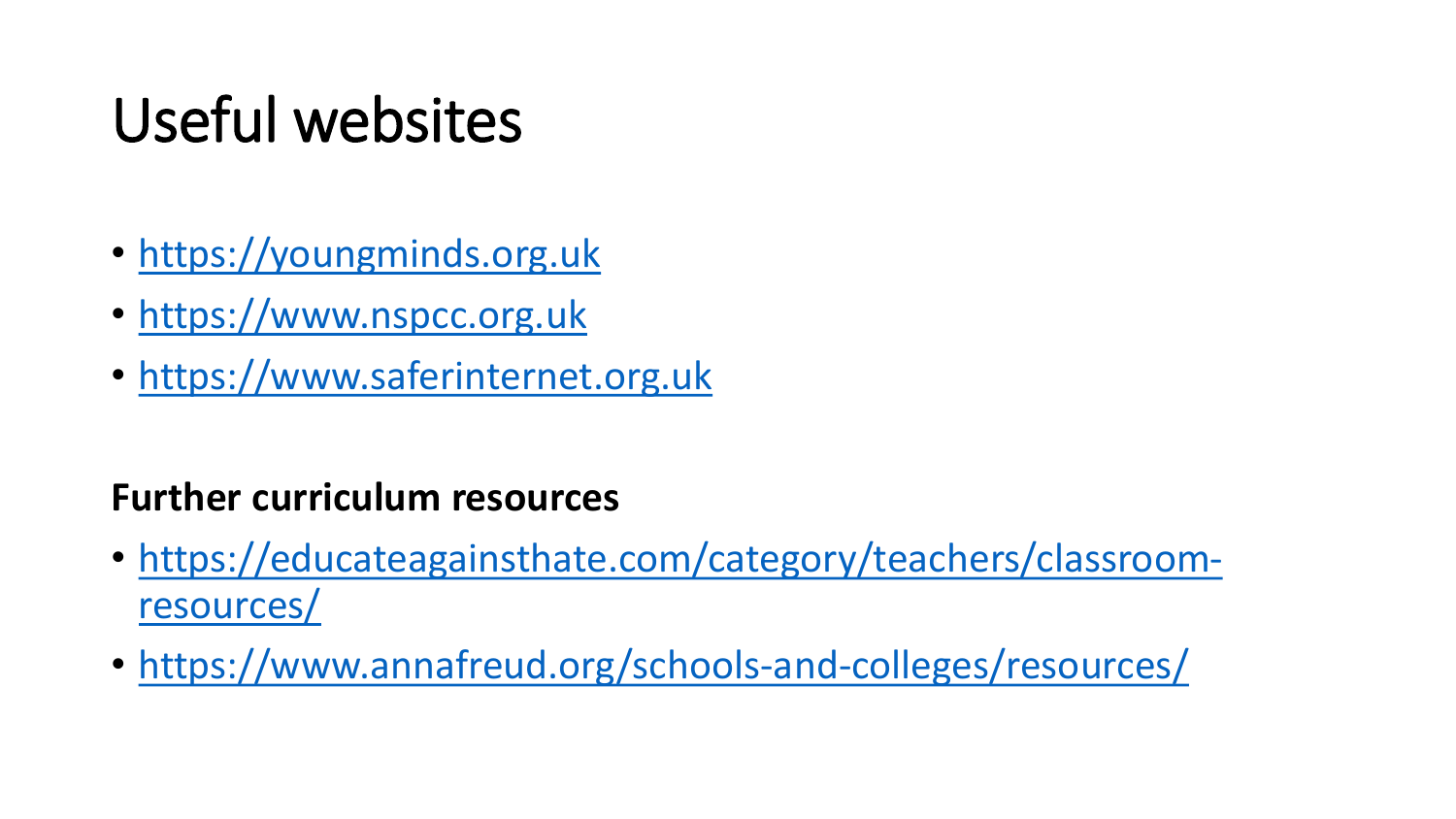# Useful websites

- https://youngminds.org.uk
- https://www.nspcc.org.uk
- https://www.saferinternet.org.uk

**Further curriculum resources**

- https://educateagainsthate.com/category/teachers/classroom-resources/
- https://www.annafreud.org/schools-and-colleges/resources/